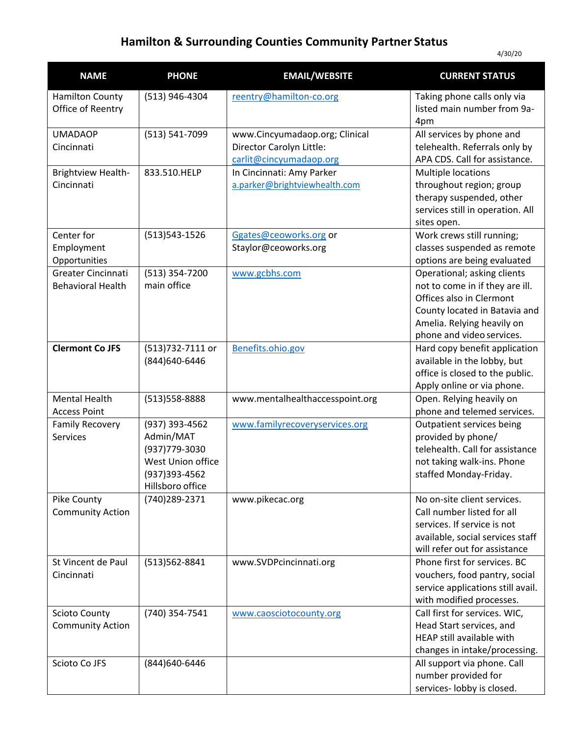# Hamilton & Surrounding Counties Community Partner Status

4/30/20

| NAME | PHONE | EMAIL/WEBSITE | CURRENT STATUS |
|---|---|---|---|
| Hamilton County Office of Reentry | (513) 946-4304 | reentry@hamilton-co.org | Taking phone calls only via listed main number from 9a-4pm |
| UMADAOP Cincinnati | (513) 541-7099 | www.Cincyumadaop.org; Clinical Director Carolyn Little: carlit@cincyumadaop.org | All services by phone and telehealth. Referrals only by APA CDS. Call for assistance. |
| Brightview Health-Cincinnati | 833.510.HELP | In Cincinnati: Amy Parker a.parker@brightviewhealth.com | Multiple locations throughout region; group therapy suspended, other services still in operation. All sites open. |
| Center for Employment Opportunities | (513)543-1526 | Ggates@ceoworks.org or Staylor@ceoworks.org | Work crews still running; classes suspended as remote options are being evaluated |
| Greater Cincinnati Behavioral Health | (513) 354-7200 main office | www.gcbhs.com | Operational; asking clients not to come in if they are ill. Offices also in Clermont County located in Batavia and Amelia. Relying heavily on phone and video services. |
| **Clermont Co JFS** | (513)732-7111 or (844)640-6446 | Benefits.ohio.gov | Hard copy benefit application available in the lobby, but office is closed to the public. Apply online or via phone. |
| Mental Health Access Point | (513)558-8888 | www.mentalhealthaccesspoint.org | Open. Relying heavily on phone and telemed services. |
| Family Recovery Services | (937) 393-4562 Admin/MAT (937)779-3030 West Union office (937)393-4562 Hillsboro office | www.familyrecoveryservices.org | Outpatient services being provided by phone/ telehealth. Call for assistance not taking walk-ins. Phone staffed Monday-Friday. |
| Pike County Community Action | (740)289-2371 | www.pikecac.org | No on-site client services. Call number listed for all services. If service is not available, social services staff will refer out for assistance |
| St Vincent de Paul Cincinnati | (513)562-8841 | www.SVDPcincinnati.org | Phone first for services. BC vouchers, food pantry, social service applications still avail. with modified processes. |
| Scioto County Community Action | (740) 354-7541 | www.caosciotocounty.org | Call first for services. WIC, Head Start services, and HEAP still available with changes in intake/processing. |
| Scioto Co JFS | (844)640-6446 | | All support via phone. Call number provided for services- lobby is closed. |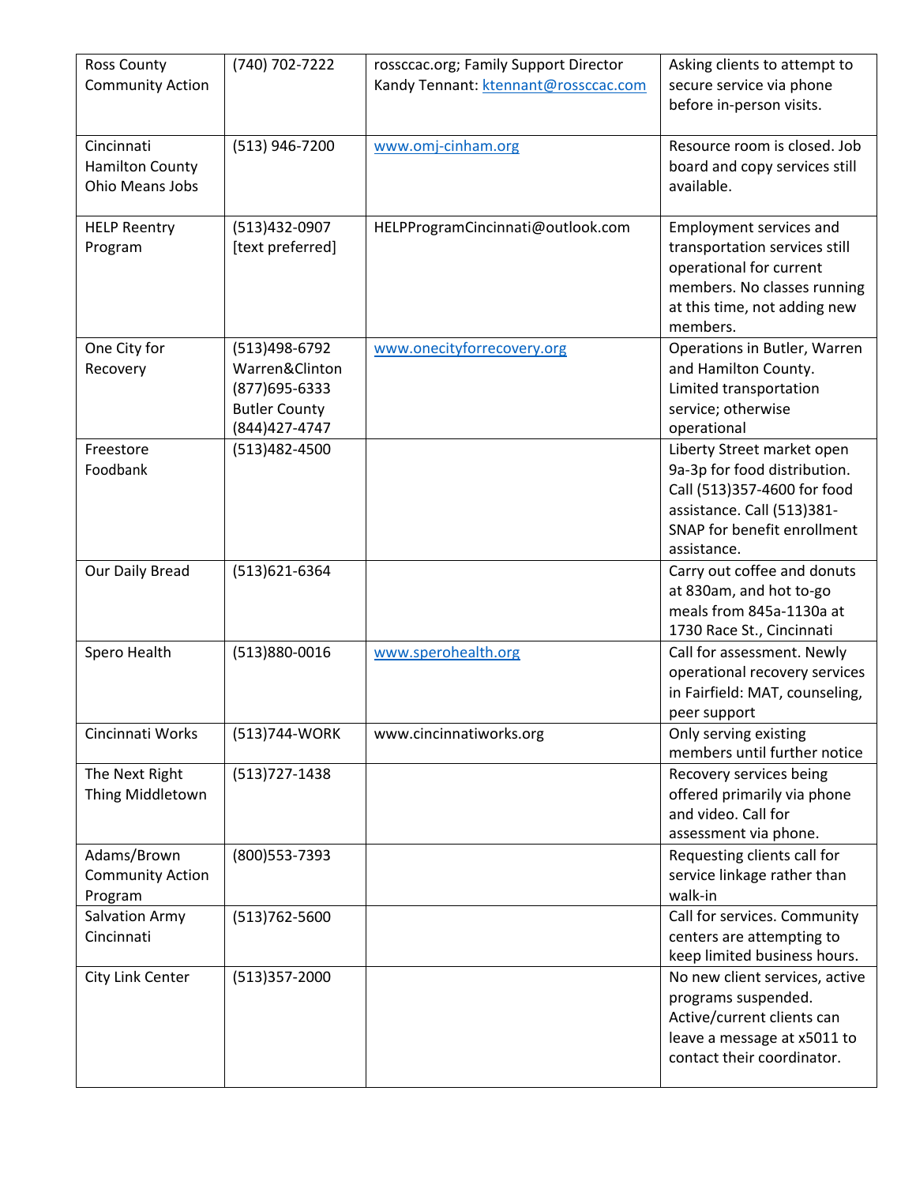| | | | |
|---|---|---|---|
| Ross County Community Action | (740) 702-7222 | rossccac.org; Family Support Director Kandy Tennant: ktennant@rossccac.com | Asking clients to attempt to secure service via phone before in-person visits. |
| Cincinnati Hamilton County Ohio Means Jobs | (513) 946-7200 | www.omj-cinham.org | Resource room is closed. Job board and copy services still available. |
| HELP Reentry Program | (513)432-0907 [text preferred] | HELPProgramCincinnati@outlook.com | Employment services and transportation services still operational for current members. No classes running at this time, not adding new members. |
| One City for Recovery | (513)498-6792 Warren&Clinton (877)695-6333 Butler County (844)427-4747 | www.onecityforrecovery.org | Operations in Butler, Warren and Hamilton County. Limited transportation service; otherwise operational |
| Freestore Foodbank | (513)482-4500 | | Liberty Street market open 9a-3p for food distribution. Call (513)357-4600 for food assistance. Call (513)381-SNAP for benefit enrollment assistance. |
| Our Daily Bread | (513)621-6364 | | Carry out coffee and donuts at 830am, and hot to-go meals from 845a-1130a at 1730 Race St., Cincinnati |
| Spero Health | (513)880-0016 | www.sperohealth.org | Call for assessment. Newly operational recovery services in Fairfield: MAT, counseling, peer support |
| Cincinnati Works | (513)744-WORK | www.cincinnatiworks.org | Only serving existing members until further notice |
| The Next Right Thing Middletown | (513)727-1438 | | Recovery services being offered primarily via phone and video. Call for assessment via phone. |
| Adams/Brown Community Action Program | (800)553-7393 | | Requesting clients call for service linkage rather than walk-in |
| Salvation Army Cincinnati | (513)762-5600 | | Call for services. Community centers are attempting to keep limited business hours. |
| City Link Center | (513)357-2000 | | No new client services, active programs suspended. Active/current clients can leave a message at x5011 to contact their coordinator. |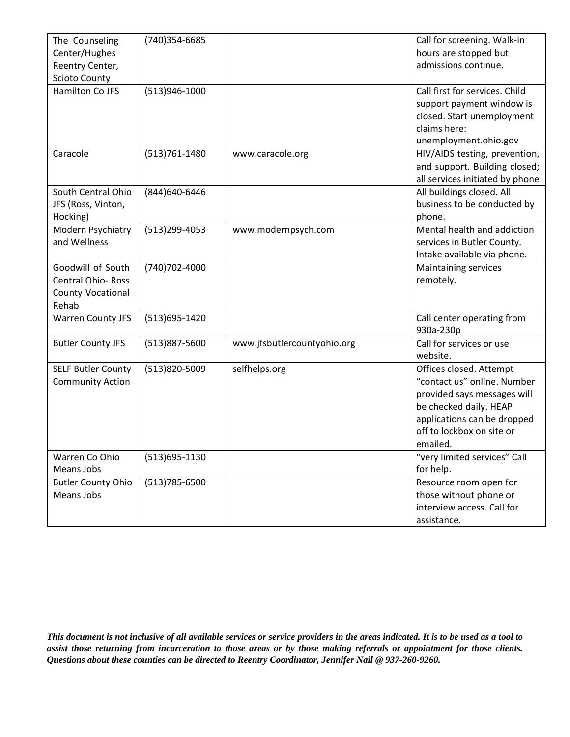| | | | |
|---|---|---|---|
| The Counseling Center/Hughes Reentry Center, Scioto County | (740)354-6685 | | Call for screening. Walk-in hours are stopped but admissions continue. |
| Hamilton Co JFS | (513)946-1000 | | Call first for services. Child support payment window is closed. Start unemployment claims here: unemployment.ohio.gov |
| Caracole | (513)761-1480 | www.caracole.org | HIV/AIDS testing, prevention, and support. Building closed; all services initiated by phone |
| South Central Ohio JFS (Ross, Vinton, Hocking) | (844)640-6446 | | All buildings closed. All business to be conducted by phone. |
| Modern Psychiatry and Wellness | (513)299-4053 | www.modernpsych.com | Mental health and addiction services in Butler County. Intake available via phone. |
| Goodwill of South Central Ohio- Ross County Vocational Rehab | (740)702-4000 | | Maintaining services remotely. |
| Warren County JFS | (513)695-1420 | | Call center operating from 930a-230p |
| Butler County JFS | (513)887-5600 | www.jfsbutlercountyohio.org | Call for services or use website. |
| SELF Butler County Community Action | (513)820-5009 | selfhelps.org | Offices closed. Attempt "contact us" online. Number provided says messages will be checked daily. HEAP applications can be dropped off to lockbox on site or emailed. |
| Warren Co Ohio Means Jobs | (513)695-1130 | | "very limited services" Call for help. |
| Butler County Ohio Means Jobs | (513)785-6500 | | Resource room open for those without phone or interview access. Call for assistance. |

***This document is not inclusive of all available services or service providers in the areas indicated. It is to be used as a tool to assist those returning from incarceration to those areas or by those making referrals or appointment for those clients. Questions about these counties can be directed to Reentry Coordinator, Jennifer Nail @ 937-260-9260.***